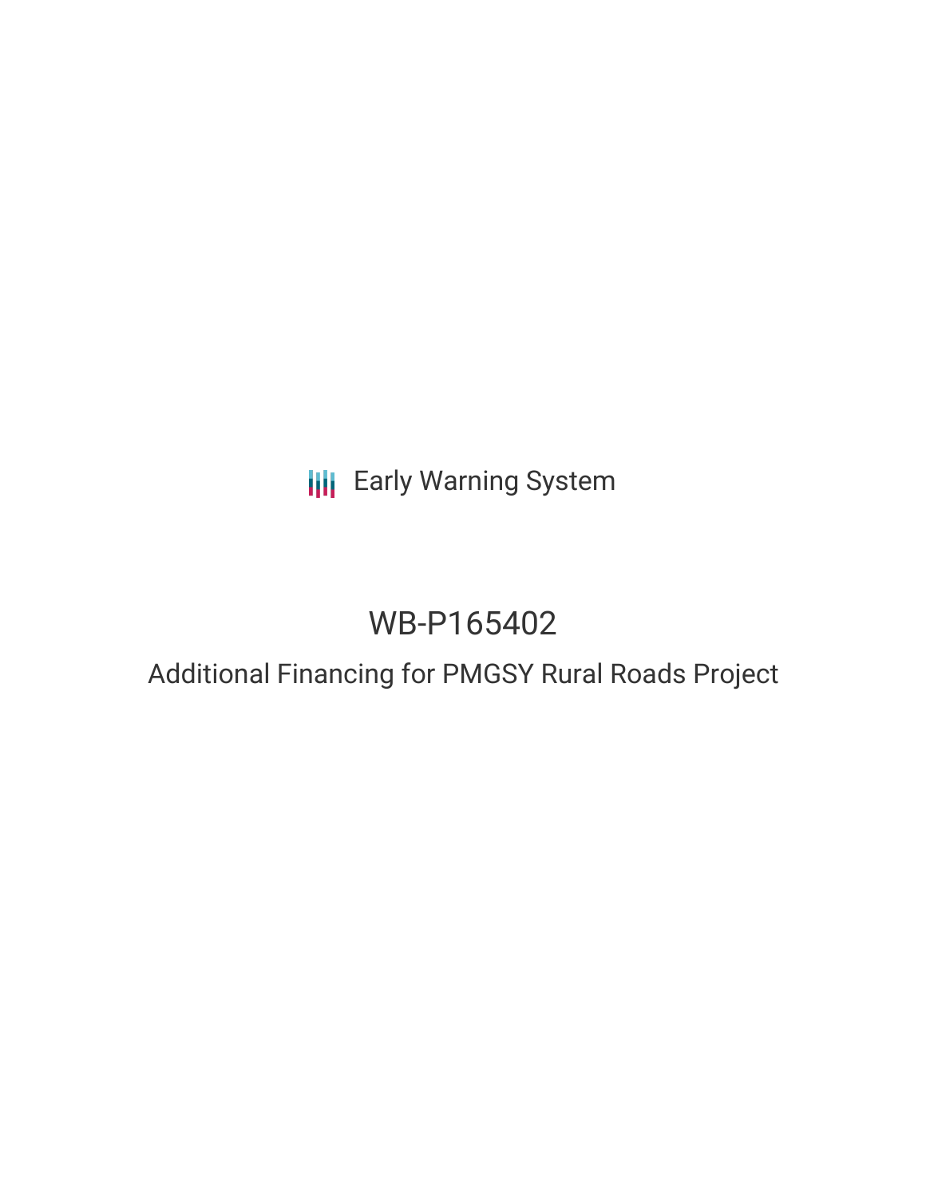Early Warning System

# WB-P165402

## Additional Financing for PMGSY Rural Roads Project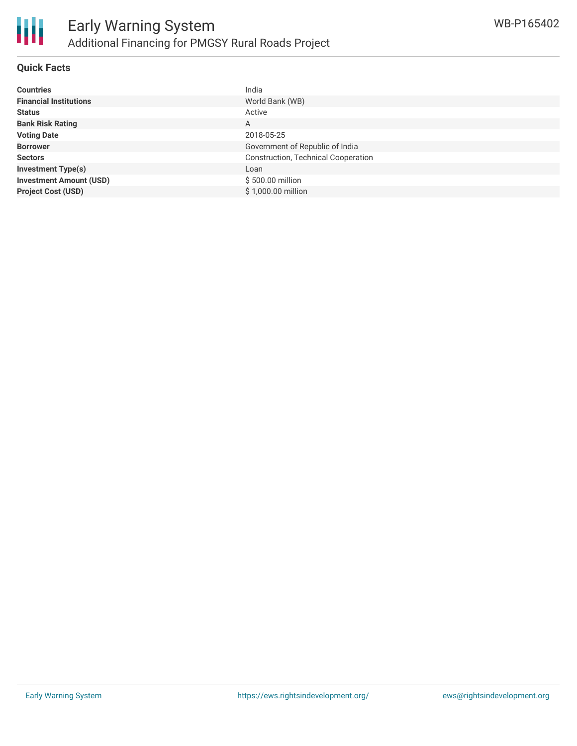## Quick Facts

| | |
|---|---|
| **Countries** | India |
| **Financial Institutions** | World Bank (WB) |
| **Status** | Active |
| **Bank Risk Rating** | A |
| **Voting Date** | 2018-05-25 |
| **Borrower** | Government of Republic of India |
| **Sectors** | Construction, Technical Cooperation |
| **Investment Type(s)** | Loan |
| **Investment Amount (USD)** | $ 500.00 million |
| **Project Cost (USD)** | $ 1,000.00 million |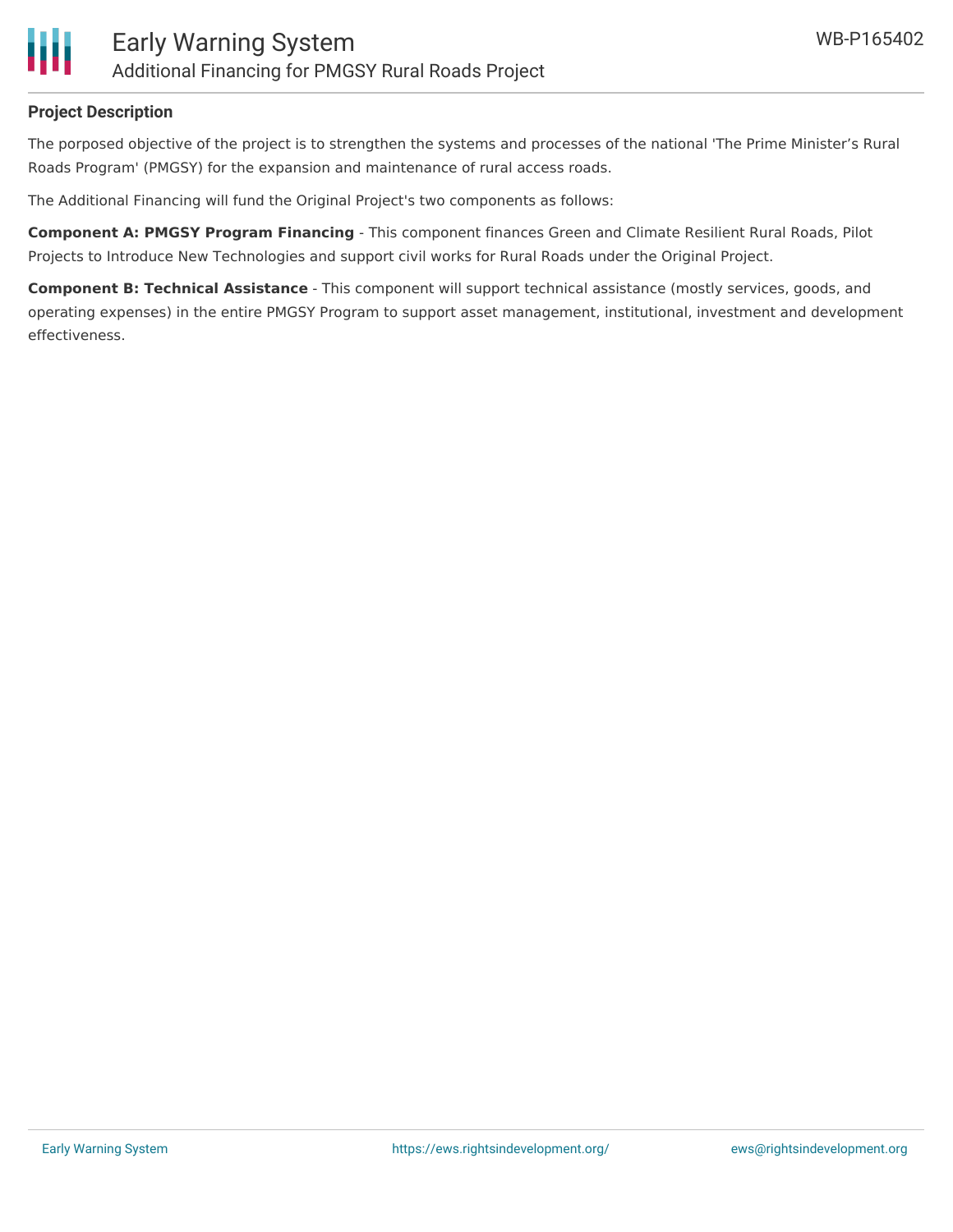**Project Description**

The porposed objective of the project is to strengthen the systems and processes of the national 'The Prime Minister's Rural Roads Program' (PMGSY) for the expansion and maintenance of rural access roads.

The Additional Financing will fund the Original Project's two components as follows:

**Component A: PMGSY Program Financing** - This component finances Green and Climate Resilient Rural Roads, Pilot Projects to Introduce New Technologies and support civil works for Rural Roads under the Original Project.

**Component B: Technical Assistance** - This component will support technical assistance (mostly services, goods, and operating expenses) in the entire PMGSY Program to support asset management, institutional, investment and development effectiveness.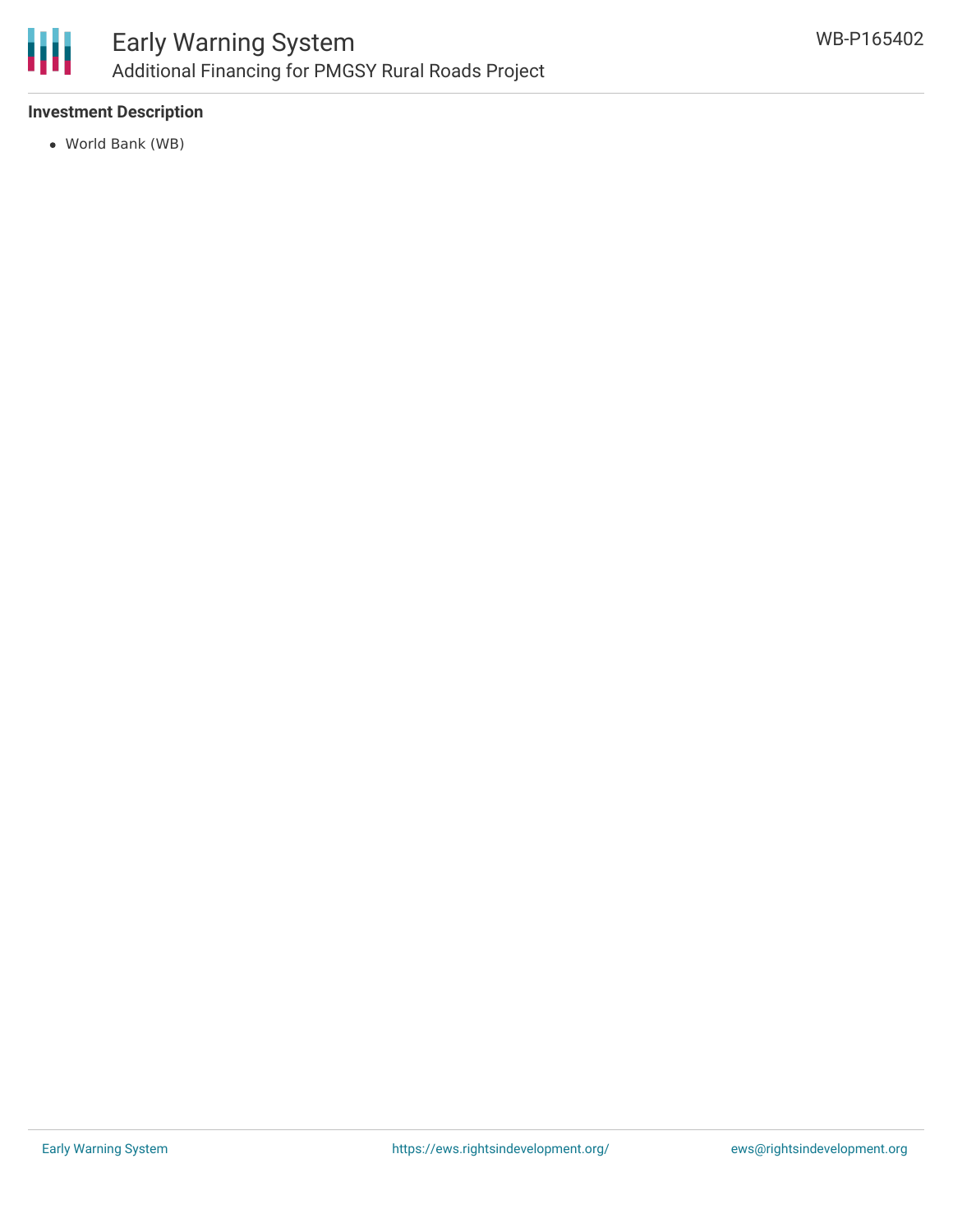**Investment Description**

- World Bank (WB)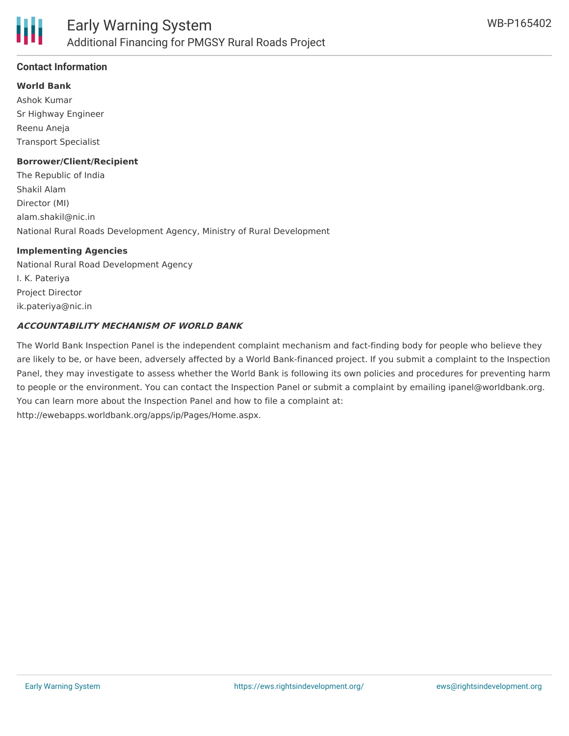### Contact Information

**World Bank**

Ashok Kumar

Sr Highway Engineer

Reenu Aneja

Transport Specialist

**Borrower/Client/Recipient**

The Republic of India

Shakil Alam

Director (MI)

alam.shakil@nic.in

National Rural Roads Development Agency, Ministry of Rural Development

**Implementing Agencies**

National Rural Road Development Agency

I. K. Pateriya

Project Director

ik.pateriya@nic.in

***ACCOUNTABILITY MECHANISM OF WORLD BANK***

The World Bank Inspection Panel is the independent complaint mechanism and fact-finding body for people who believe they are likely to be, or have been, adversely affected by a World Bank-financed project. If you submit a complaint to the Inspection Panel, they may investigate to assess whether the World Bank is following its own policies and procedures for preventing harm to people or the environment. You can contact the Inspection Panel or submit a complaint by emailing ipanel@worldbank.org. You can learn more about the Inspection Panel and how to file a complaint at: http://ewebapps.worldbank.org/apps/ip/Pages/Home.aspx.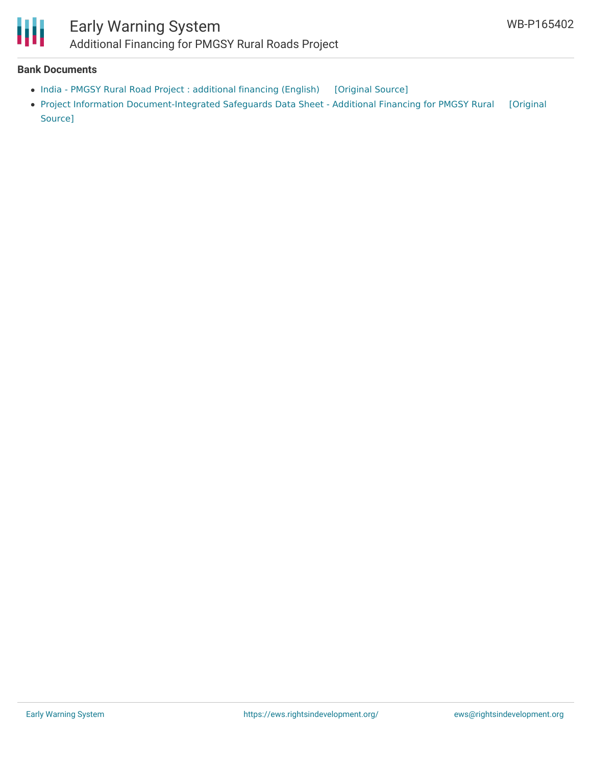### Bank Documents

- India - PMGSY Rural Road Project : additional financing (English) [Original Source]
- Project Information Document-Integrated Safeguards Data Sheet - Additional Financing for PMGSY Rural [Original Source]